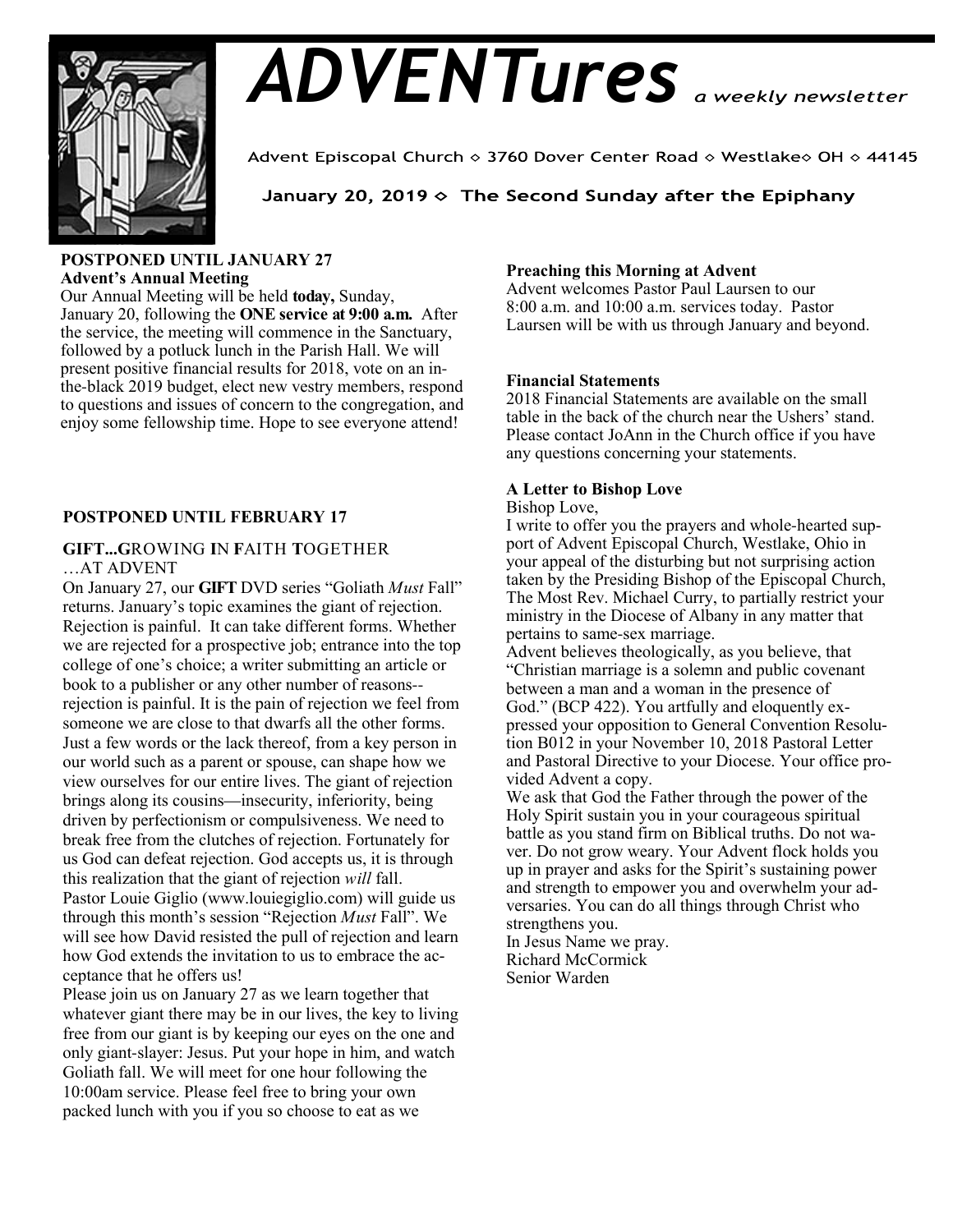# ADVENTures *a weekly newsletter*

Advent Episcopal Church ◇ 3760 Dover Center Road ◇ Westlake◇ OH ◇ 44145

January 20, 2019 ◇ The Second Sunday after the Epiphany

**POSTPONED UNTIL JANUARY 27**
**Advent's Annual Meeting**

Our Annual Meeting will be held **today,** Sunday, January 20, following the **ONE service at 9:00 a.m.** After the service, the meeting will commence in the Sanctuary, followed by a potluck lunch in the Parish Hall. We will present positive financial results for 2018, vote on an in-the-black 2019 budget, elect new vestry members, respond to questions and issues of concern to the congregation, and enjoy some fellowship time. Hope to see everyone attend!

**POSTPONED UNTIL FEBRUARY 17**

**GIFT...G**ROWING **I**N **F**AITH **T**OGETHER
…AT ADVENT

On January 27, our **GIFT** DVD series "Goliath *Must* Fall" returns. January's topic examines the giant of rejection. Rejection is painful. It can take different forms. Whether we are rejected for a prospective job; entrance into the top college of one's choice; a writer submitting an article or book to a publisher or any other number of reasons--rejection is painful. It is the pain of rejection we feel from someone we are close to that dwarfs all the other forms. Just a few words or the lack thereof, from a key person in our world such as a parent or spouse, can shape how we view ourselves for our entire lives. The giant of rejection brings along its cousins—insecurity, inferiority, being driven by perfectionism or compulsiveness. We need to break free from the clutches of rejection. Fortunately for us God can defeat rejection. God accepts us, it is through this realization that the giant of rejection *will* fall.
Pastor Louie Giglio (www.louiegiglio.com) will guide us through this month's session "Rejection *Must* Fall". We will see how David resisted the pull of rejection and learn how God extends the invitation to us to embrace the acceptance that he offers us!
Please join us on January 27 as we learn together that whatever giant there may be in our lives, the key to living free from our giant is by keeping our eyes on the one and only giant-slayer: Jesus. Put your hope in him, and watch Goliath fall. We will meet for one hour following the 10:00am service. Please feel free to bring your own packed lunch with you if you so choose to eat as we

**Preaching this Morning at Advent**

Advent welcomes Pastor Paul Laursen to our 8:00 a.m. and 10:00 a.m. services today. Pastor Laursen will be with us through January and beyond.

**Financial Statements**

2018 Financial Statements are available on the small table in the back of the church near the Ushers' stand. Please contact JoAnn in the Church office if you have any questions concerning your statements.

**A Letter to Bishop Love**

Bishop Love,
I write to offer you the prayers and whole-hearted support of Advent Episcopal Church, Westlake, Ohio in your appeal of the disturbing but not surprising action taken by the Presiding Bishop of the Episcopal Church, The Most Rev. Michael Curry, to partially restrict your ministry in the Diocese of Albany in any matter that pertains to same-sex marriage.
Advent believes theologically, as you believe, that "Christian marriage is a solemn and public covenant between a man and a woman in the presence of God." (BCP 422). You artfully and eloquently expressed your opposition to General Convention Resolution B012 in your November 10, 2018 Pastoral Letter and Pastoral Directive to your Diocese. Your office provided Advent a copy.
We ask that God the Father through the power of the Holy Spirit sustain you in your courageous spiritual battle as you stand firm on Biblical truths. Do not waver. Do not grow weary. Your Advent flock holds you up in prayer and asks for the Spirit's sustaining power and strength to empower you and overwhelm your adversaries. You can do all things through Christ who strengthens you.
In Jesus Name we pray.
Richard McCormick
Senior Warden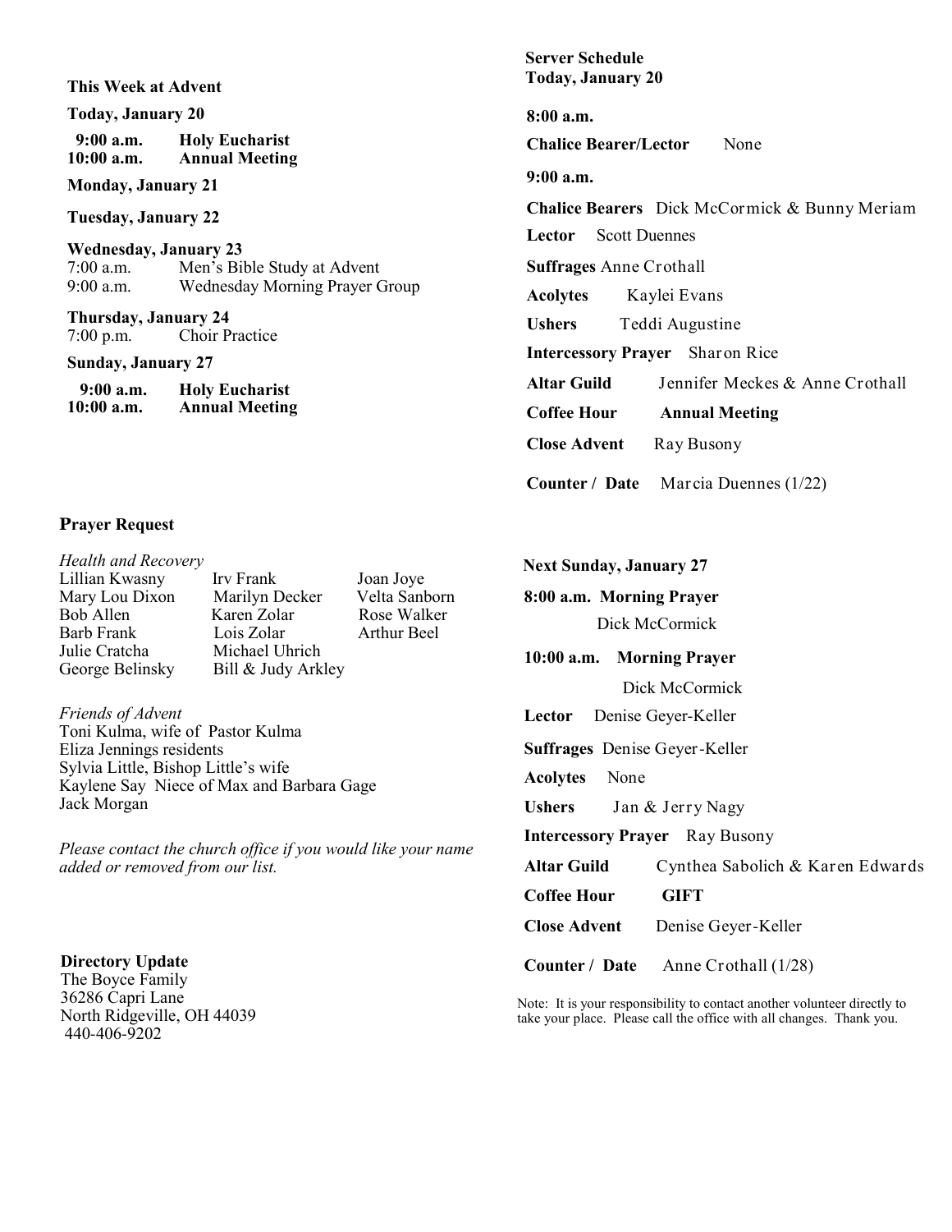**This Week at Advent**

**Today, January 20**

**9:00 a.m.** **Holy Eucharist**
**10:00 a.m.** **Annual Meeting**

**Monday, January 21**

**Tuesday, January 22**

**Wednesday, January 23**
7:00 a.m. Men's Bible Study at Advent
9:00 a.m. Wednesday Morning Prayer Group

**Thursday, January 24**
7:00 p.m. Choir Practice

**Sunday, January 27**

**9:00 a.m.** **Holy Eucharist**
**10:00 a.m.** **Annual Meeting**

**Prayer Request**

*Health and Recovery*

| | | |
|---|---|---|
| Lillian Kwasny | Irv Frank | Joan Joye |
| Mary Lou Dixon | Marilyn Decker | Velta Sanborn |
| Bob Allen | Karen Zolar | Rose Walker |
| Barb Frank | Lois Zolar | Arthur Beel |
| Julie Cratcha | Michael Uhrich | |
| George Belinsky | Bill & Judy Arkley | |

*Friends of Advent*
Toni Kulma, wife of Pastor Kulma
Eliza Jennings residents
Sylvia Little, Bishop Little's wife
Kaylene Say Niece of Max and Barbara Gage
Jack Morgan

*Please contact the church office if you would like your name added or removed from our list.*

**Directory Update**
The Boyce Family
36286 Capri Lane
North Ridgeville, OH 44039
440-406-9202

**Server Schedule**
**Today, January 20**

**8:00 a.m.**

**Chalice Bearer/Lector** None

**9:00 a.m.**

**Chalice Bearers** Dick McCormick & Bunny Meriam

**Lector** Scott Duennes

**Suffrages** Anne Crothall

**Acolytes** Kaylei Evans

**Ushers** Teddi Augustine

**Intercessory Prayer** Sharon Rice

**Altar Guild** Jennifer Meckes & Anne Crothall

**Coffee Hour** **Annual Meeting**

**Close Advent** Ray Busony

**Counter / Date** Marcia Duennes (1/22)

**Next Sunday, January 27**

**8:00 a.m. Morning Prayer**
Dick McCormick

**10:00 a.m. Morning Prayer**
Dick McCormick

**Lector** Denise Geyer-Keller

**Suffrages** Denise Geyer-Keller

**Acolytes** None

**Ushers** Jan & Jerry Nagy

**Intercessory Prayer** Ray Busony

**Altar Guild** Cynthea Sabolich & Karen Edwards

**Coffee Hour** **GIFT**

**Close Advent** Denise Geyer-Keller

**Counter / Date** Anne Crothall (1/28)

Note: It is your responsibility to contact another volunteer directly to take your place. Please call the office with all changes. Thank you.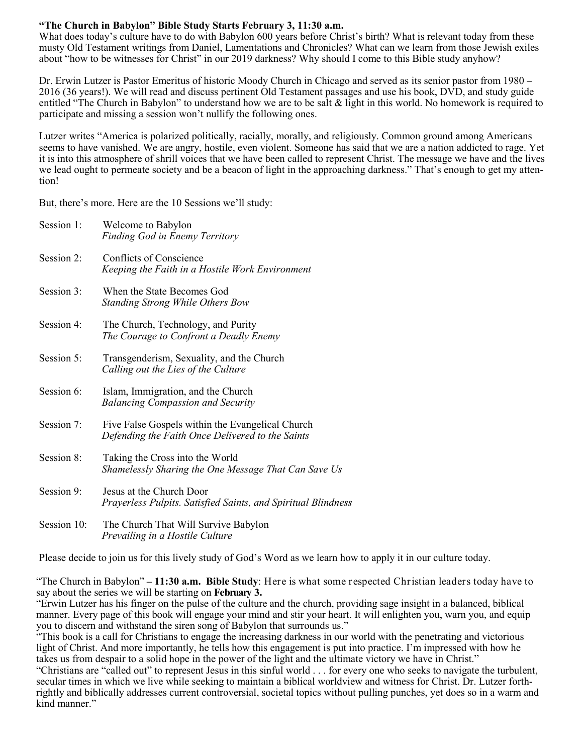**"The Church in Babylon" Bible Study Starts February 3, 11:30 a.m.**

What does today's culture have to do with Babylon 600 years before Christ's birth? What is relevant today from these musty Old Testament writings from Daniel, Lamentations and Chronicles? What can we learn from those Jewish exiles about "how to be witnesses for Christ" in our 2019 darkness? Why should I come to this Bible study anyhow?

Dr. Erwin Lutzer is Pastor Emeritus of historic Moody Church in Chicago and served as its senior pastor from 1980 – 2016 (36 years!). We will read and discuss pertinent Old Testament passages and use his book, DVD, and study guide entitled "The Church in Babylon" to understand how we are to be salt & light in this world. No homework is required to participate and missing a session won't nullify the following ones.

Lutzer writes "America is polarized politically, racially, morally, and religiously. Common ground among Americans seems to have vanished. We are angry, hostile, even violent. Someone has said that we are a nation addicted to rage. Yet it is into this atmosphere of shrill voices that we have been called to represent Christ. The message we have and the lives we lead ought to permeate society and be a beacon of light in the approaching darkness." That's enough to get my attention!

But, there's more. Here are the 10 Sessions we'll study:

Session 1: Welcome to Babylon
*Finding God in Enemy Territory*

Session 2: Conflicts of Conscience
*Keeping the Faith in a Hostile Work Environment*

Session 3: When the State Becomes God
*Standing Strong While Others Bow*

Session 4: The Church, Technology, and Purity
*The Courage to Confront a Deadly Enemy*

Session 5: Transgenderism, Sexuality, and the Church
*Calling out the Lies of the Culture*

Session 6: Islam, Immigration, and the Church
*Balancing Compassion and Security*

Session 7: Five False Gospels within the Evangelical Church
*Defending the Faith Once Delivered to the Saints*

Session 8: Taking the Cross into the World
*Shamelessly Sharing the One Message That Can Save Us*

Session 9: Jesus at the Church Door
*Prayerless Pulpits. Satisfied Saints, and Spiritual Blindness*

Session 10: The Church That Will Survive Babylon
*Prevailing in a Hostile Culture*

Please decide to join us for this lively study of God's Word as we learn how to apply it in our culture today.

"The Church in Babylon" – **11:30 a.m. Bible Study**: Here is what some respected Christian leaders today have to say about the series we will be starting on **February 3.**

"Erwin Lutzer has his finger on the pulse of the culture and the church, providing sage insight in a balanced, biblical manner. Every page of this book will engage your mind and stir your heart. It will enlighten you, warn you, and equip you to discern and withstand the siren song of Babylon that surrounds us."

"This book is a call for Christians to engage the increasing darkness in our world with the penetrating and victorious light of Christ. And more importantly, he tells how this engagement is put into practice. I'm impressed with how he takes us from despair to a solid hope in the power of the light and the ultimate victory we have in Christ."

"Christians are "called out" to represent Jesus in this sinful world . . . for every one who seeks to navigate the turbulent, secular times in which we live while seeking to maintain a biblical worldview and witness for Christ. Dr. Lutzer forthrightly and biblically addresses current controversial, societal topics without pulling punches, yet does so in a warm and kind manner."